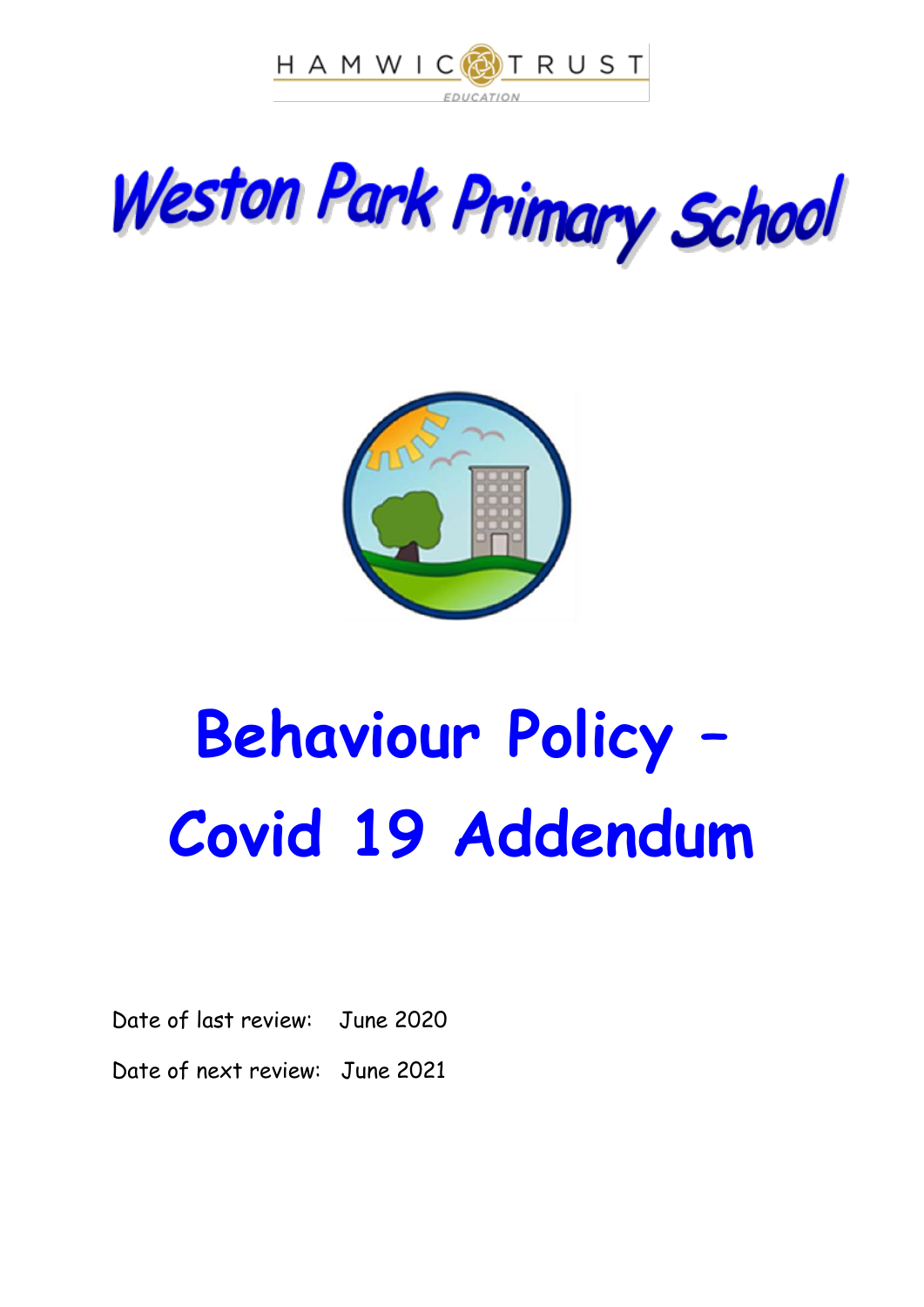HAMWIC TRUST

EDUCATION

# Weston Park Primary School

# Behaviour Policy – Covid 19 Addendum

Date of last review: June 2020

Date of next review: June 2021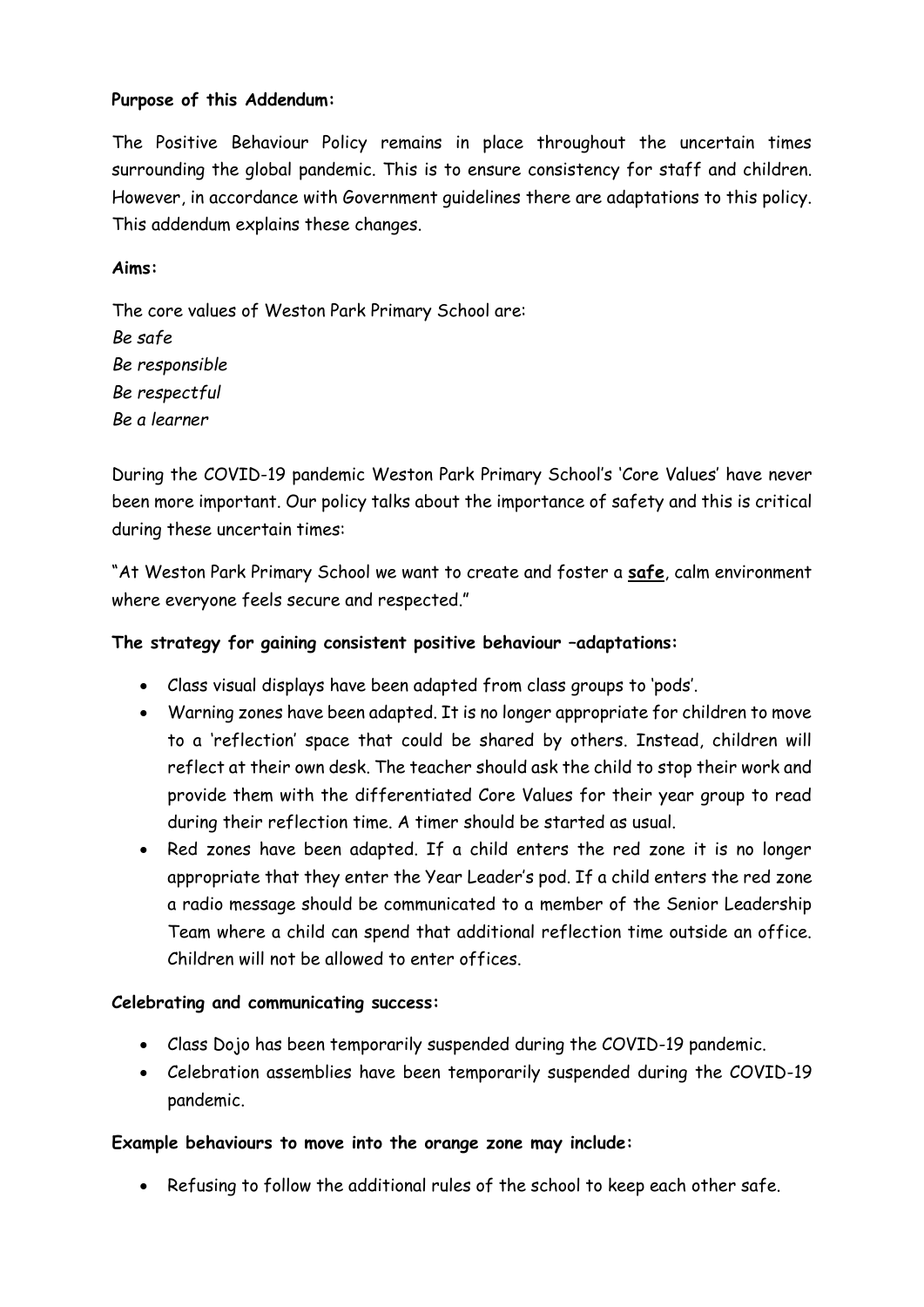**Purpose of this Addendum:**

The Positive Behaviour Policy remains in place throughout the uncertain times surrounding the global pandemic. This is to ensure consistency for staff and children. However, in accordance with Government guidelines there are adaptations to this policy. This addendum explains these changes.

**Aims:**

The core values of Weston Park Primary School are:
*Be safe*
*Be responsible*
*Be respectful*
*Be a learner*

During the COVID-19 pandemic Weston Park Primary School's 'Core Values' have never been more important. Our policy talks about the importance of safety and this is critical during these uncertain times:

"At Weston Park Primary School we want to create and foster a **safe**, calm environment where everyone feels secure and respected."

**The strategy for gaining consistent positive behaviour –adaptations:**

- Class visual displays have been adapted from class groups to 'pods'.
- Warning zones have been adapted. It is no longer appropriate for children to move to a 'reflection' space that could be shared by others. Instead, children will reflect at their own desk. The teacher should ask the child to stop their work and provide them with the differentiated Core Values for their year group to read during their reflection time. A timer should be started as usual.
- Red zones have been adapted. If a child enters the red zone it is no longer appropriate that they enter the Year Leader's pod. If a child enters the red zone a radio message should be communicated to a member of the Senior Leadership Team where a child can spend that additional reflection time outside an office. Children will not be allowed to enter offices.

**Celebrating and communicating success:**

- Class Dojo has been temporarily suspended during the COVID-19 pandemic.
- Celebration assemblies have been temporarily suspended during the COVID-19 pandemic.

**Example behaviours to move into the orange zone may include:**

- Refusing to follow the additional rules of the school to keep each other safe.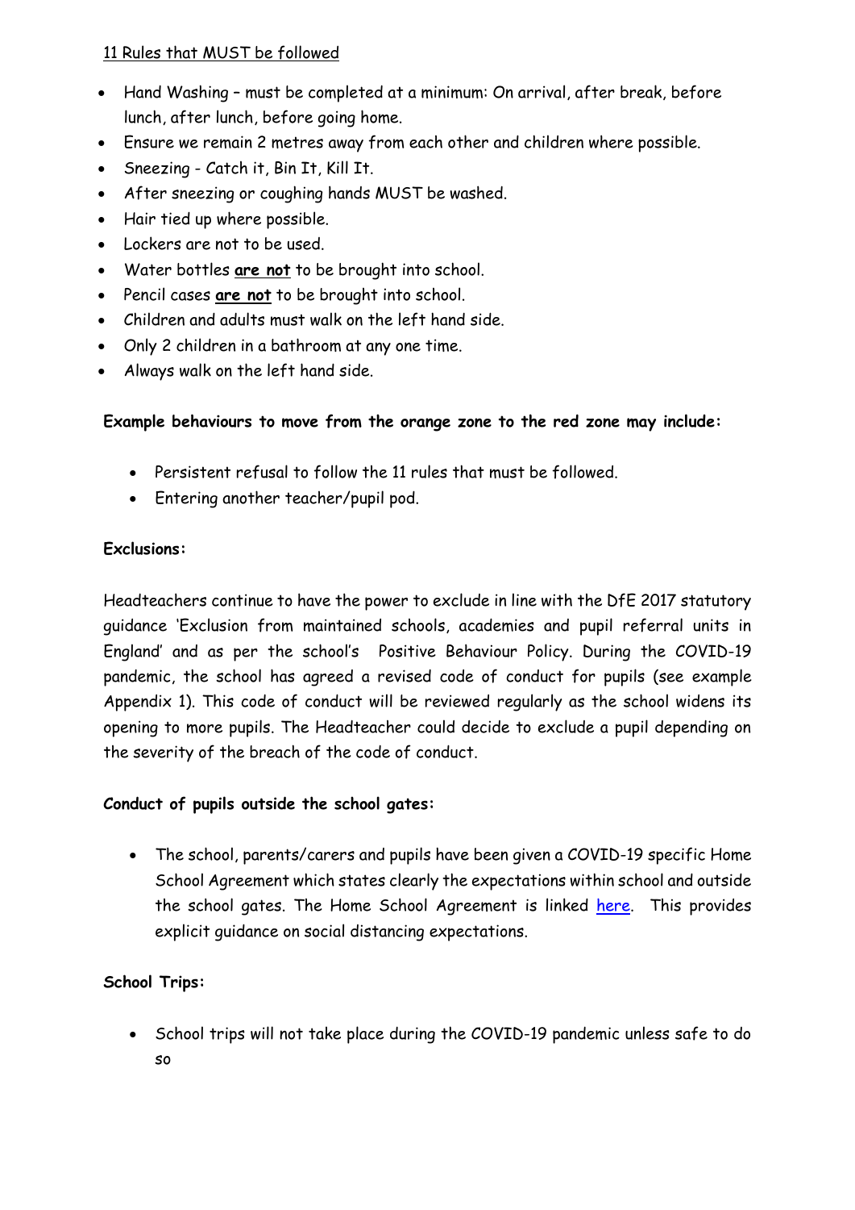11 Rules that MUST be followed

- Hand Washing – must be completed at a minimum: On arrival, after break, before lunch, after lunch, before going home.
- Ensure we remain 2 metres away from each other and children where possible.
- Sneezing - Catch it, Bin It, Kill It.
- After sneezing or coughing hands MUST be washed.
- Hair tied up where possible.
- Lockers are not to be used.
- Water bottles **are not** to be brought into school.
- Pencil cases **are not** to be brought into school.
- Children and adults must walk on the left hand side.
- Only 2 children in a bathroom at any one time.
- Always walk on the left hand side.

**Example behaviours to move from the orange zone to the red zone may include:**

- Persistent refusal to follow the 11 rules that must be followed.
- Entering another teacher/pupil pod.

**Exclusions:**

Headteachers continue to have the power to exclude in line with the DfE 2017 statutory guidance 'Exclusion from maintained schools, academies and pupil referral units in England' and as per the school's Positive Behaviour Policy. During the COVID-19 pandemic, the school has agreed a revised code of conduct for pupils (see example Appendix 1). This code of conduct will be reviewed regularly as the school widens its opening to more pupils. The Headteacher could decide to exclude a pupil depending on the severity of the breach of the code of conduct.

**Conduct of pupils outside the school gates:**

- The school, parents/carers and pupils have been given a COVID-19 specific Home School Agreement which states clearly the expectations within school and outside the school gates. The Home School Agreement is linked here. This provides explicit guidance on social distancing expectations.

**School Trips:**

- School trips will not take place during the COVID-19 pandemic unless safe to do so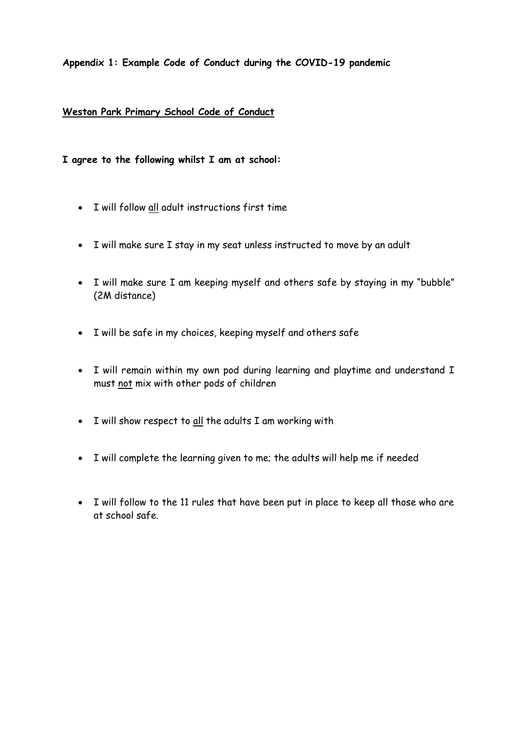**Appendix 1: Example Code of Conduct during the COVID-19 pandemic**

**<u>Weston Park Primary School Code of Conduct</u>**

**I agree to the following whilst I am at school:**

- I will follow <u>all</u> adult instructions first time
- I will make sure I stay in my seat unless instructed to move by an adult
- I will make sure I am keeping myself and others safe by staying in my "bubble" (2M distance)
- I will be safe in my choices, keeping myself and others safe
- I will remain within my own pod during learning and playtime and understand I must <u>not</u> mix with other pods of children
- I will show respect to <u>all</u> the adults I am working with
- I will complete the learning given to me; the adults will help me if needed
- I will follow to the 11 rules that have been put in place to keep all those who are at school safe.